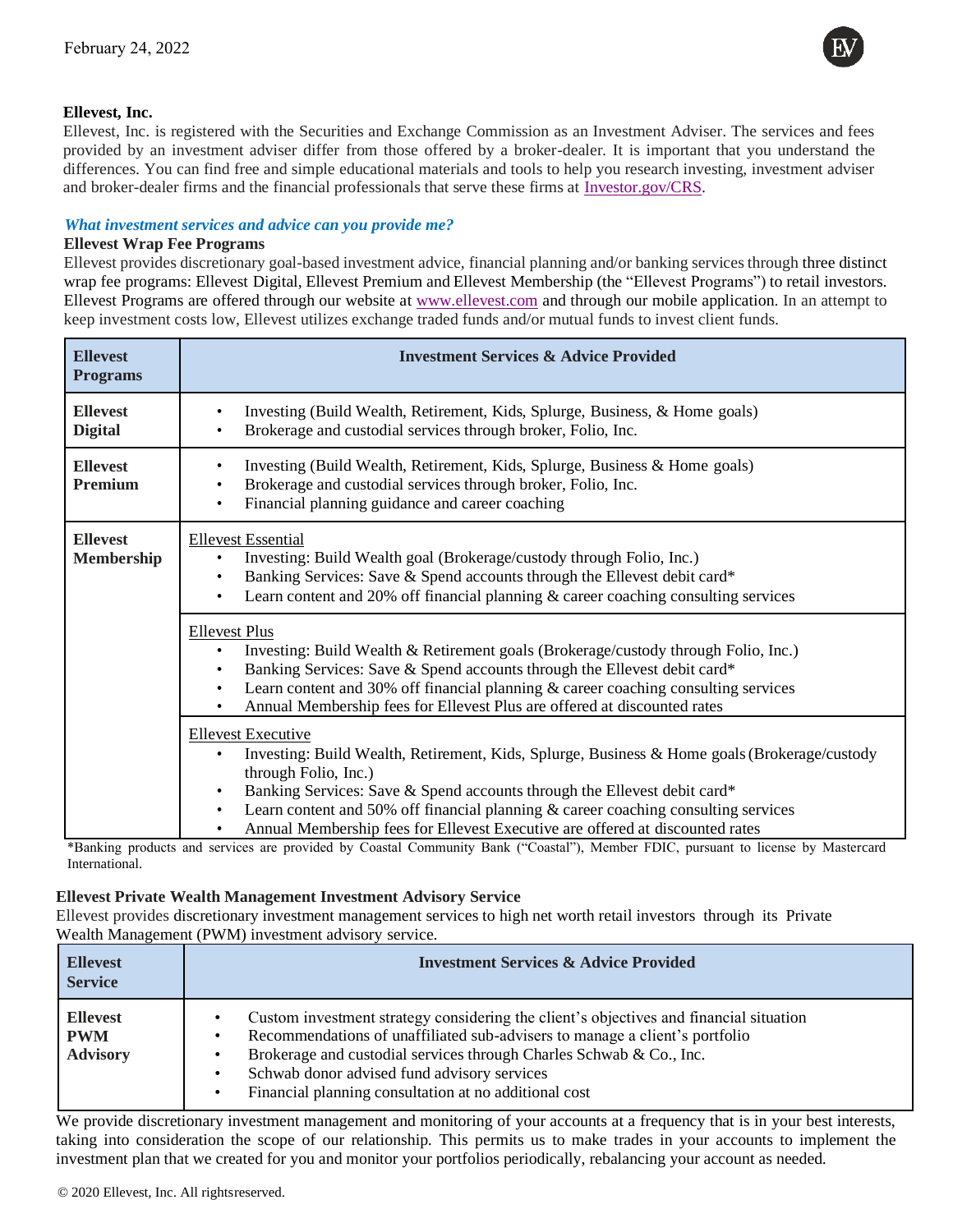February 24, 2022

**Ellevest, Inc.**

Ellevest, Inc. is registered with the Securities and Exchange Commission as an Investment Adviser. The services and fees provided by an investment adviser differ from those offered by a broker-dealer. It is important that you understand the differences. You can find free and simple educational materials and tools to help you research investing, investment adviser and broker-dealer firms and the financial professionals that serve these firms at Investor.gov/CRS.

### *What investment services and advice can you provide me?*

**Ellevest Wrap Fee Programs**

Ellevest provides discretionary goal-based investment advice, financial planning and/or banking services through three distinct wrap fee programs: Ellevest Digital, Ellevest Premium and Ellevest Membership (the "Ellevest Programs") to retail investors. Ellevest Programs are offered through our website at www.ellevest.com and through our mobile application. In an attempt to keep investment costs low, Ellevest utilizes exchange traded funds and/or mutual funds to invest client funds.

| Ellevest Programs | Investment Services & Advice Provided |
|---|---|
| **Ellevest Digital** | • Investing (Build Wealth, Retirement, Kids, Splurge, Business, & Home goals)<br>• Brokerage and custodial services through broker, Folio, Inc. |
| **Ellevest Premium** | • Investing (Build Wealth, Retirement, Kids, Splurge, Business & Home goals)<br>• Brokerage and custodial services through broker, Folio, Inc.<br>• Financial planning guidance and career coaching |
| **Ellevest Membership** | <u>Ellevest Essential</u><br>• Investing: Build Wealth goal (Brokerage/custody through Folio, Inc.)<br>• Banking Services: Save & Spend accounts through the Ellevest debit card*<br>• Learn content and 20% off financial planning & career coaching consulting services |
| | <u>Ellevest Plus</u><br>• Investing: Build Wealth & Retirement goals (Brokerage/custody through Folio, Inc.)<br>• Banking Services: Save & Spend accounts through the Ellevest debit card*<br>• Learn content and 30% off financial planning & career coaching consulting services<br>• Annual Membership fees for Ellevest Plus are offered at discounted rates |
| | <u>Ellevest Executive</u><br>• Investing: Build Wealth, Retirement, Kids, Splurge, Business & Home goals (Brokerage/custody through Folio, Inc.)<br>• Banking Services: Save & Spend accounts through the Ellevest debit card*<br>• Learn content and 50% off financial planning & career coaching consulting services<br>• Annual Membership fees for Ellevest Executive are offered at discounted rates |

*Banking products and services are provided by Coastal Community Bank ("Coastal"), Member FDIC, pursuant to license by Mastercard International.

**Ellevest Private Wealth Management Investment Advisory Service**

Ellevest provides discretionary investment management services to high net worth retail investors through its Private Wealth Management (PWM) investment advisory service.

| Ellevest Service | Investment Services & Advice Provided |
|---|---|
| **Ellevest PWM Advisory** | • Custom investment strategy considering the client's objectives and financial situation<br>• Recommendations of unaffiliated sub-advisers to manage a client's portfolio<br>• Brokerage and custodial services through Charles Schwab & Co., Inc.<br>• Schwab donor advised fund advisory services<br>• Financial planning consultation at no additional cost |

We provide discretionary investment management and monitoring of your accounts at a frequency that is in your best interests, taking into consideration the scope of our relationship. This permits us to make trades in your accounts to implement the investment plan that we created for you and monitor your portfolios periodically, rebalancing your account as needed.

© 2020 Ellevest, Inc. All rightsreserved.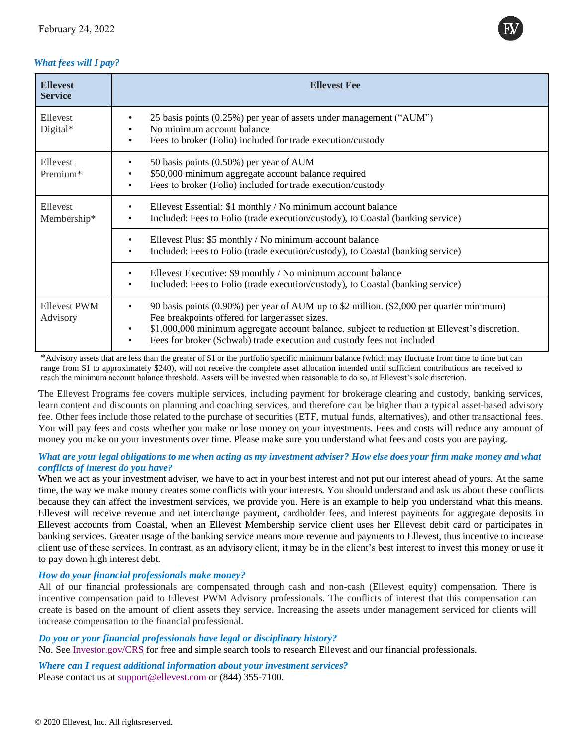### *What fees will I pay?*

| Ellevest Service | Ellevest Fee |
|---|---|
| Ellevest Digital* | • 25 basis points (0.25%) per year of assets under management ("AUM") <br> • No minimum account balance <br> • Fees to broker (Folio) included for trade execution/custody |
| Ellevest Premium* | • 50 basis points (0.50%) per year of AUM <br> • $50,000 minimum aggregate account balance required <br> • Fees to broker (Folio) included for trade execution/custody |
| Ellevest Membership* | • Ellevest Essential: $1 monthly / No minimum account balance <br> • Included: Fees to Folio (trade execution/custody), to Coastal (banking service) |
| | • Ellevest Plus: $5 monthly / No minimum account balance <br> • Included: Fees to Folio (trade execution/custody), to Coastal (banking service) |
| | • Ellevest Executive: $9 monthly / No minimum account balance <br> • Included: Fees to Folio (trade execution/custody), to Coastal (banking service) |
| Ellevest PWM Advisory | • 90 basis points (0.90%) per year of AUM up to $2 million. ($2,000 per quarter minimum) Fee breakpoints offered for larger asset sizes. <br> • $1,000,000 minimum aggregate account balance, subject to reduction at Ellevest's discretion. <br> • Fees for broker (Schwab) trade execution and custody fees not included |

*Advisory assets that are less than the greater of $1 or the portfolio specific minimum balance (which may fluctuate from time to time but can range from $1 to approximately $240), will not receive the complete asset allocation intended until sufficient contributions are received to reach the minimum account balance threshold. Assets will be invested when reasonable to do so, at Ellevest's sole discretion.

The Ellevest Programs fee covers multiple services, including payment for brokerage clearing and custody, banking services, learn content and discounts on planning and coaching services, and therefore can be higher than a typical asset-based advisory fee. Other fees include those related to the purchase of securities (ETF, mutual funds, alternatives), and other transactional fees. You will pay fees and costs whether you make or lose money on your investments. Fees and costs will reduce any amount of money you make on your investments over time. Please make sure you understand what fees and costs you are paying.

### *What are your legal obligations to me when acting as my investment adviser? How else does your firm make money and what conflicts of interest do you have?*

When we act as your investment adviser, we have to act in your best interest and not put our interest ahead of yours. At the same time, the way we make money creates some conflicts with your interests. You should understand and ask us about these conflicts because they can affect the investment services, we provide you. Here is an example to help you understand what this means. Ellevest will receive revenue and net interchange payment, cardholder fees, and interest payments for aggregate deposits in Ellevest accounts from Coastal, when an Ellevest Membership service client uses her Ellevest debit card or participates in banking services. Greater usage of the banking service means more revenue and payments to Ellevest, thus incentive to increase client use of these services. In contrast, as an advisory client, it may be in the client's best interest to invest this money or use it to pay down high interest debt.

### *How do your financial professionals make money?*

All of our financial professionals are compensated through cash and non-cash (Ellevest equity) compensation. There is incentive compensation paid to Ellevest PWM Advisory professionals. The conflicts of interest that this compensation can create is based on the amount of client assets they service. Increasing the assets under management serviced for clients will increase compensation to the financial professional.

### *Do you or your financial professionals have legal or disciplinary history?*

No. See Investor.gov/CRS for free and simple search tools to research Ellevest and our financial professionals.

### *Where can I request additional information about your investment services?*

Please contact us at support@ellevest.com or (844) 355-7100.

© 2020 Ellevest, Inc. All rights reserved.